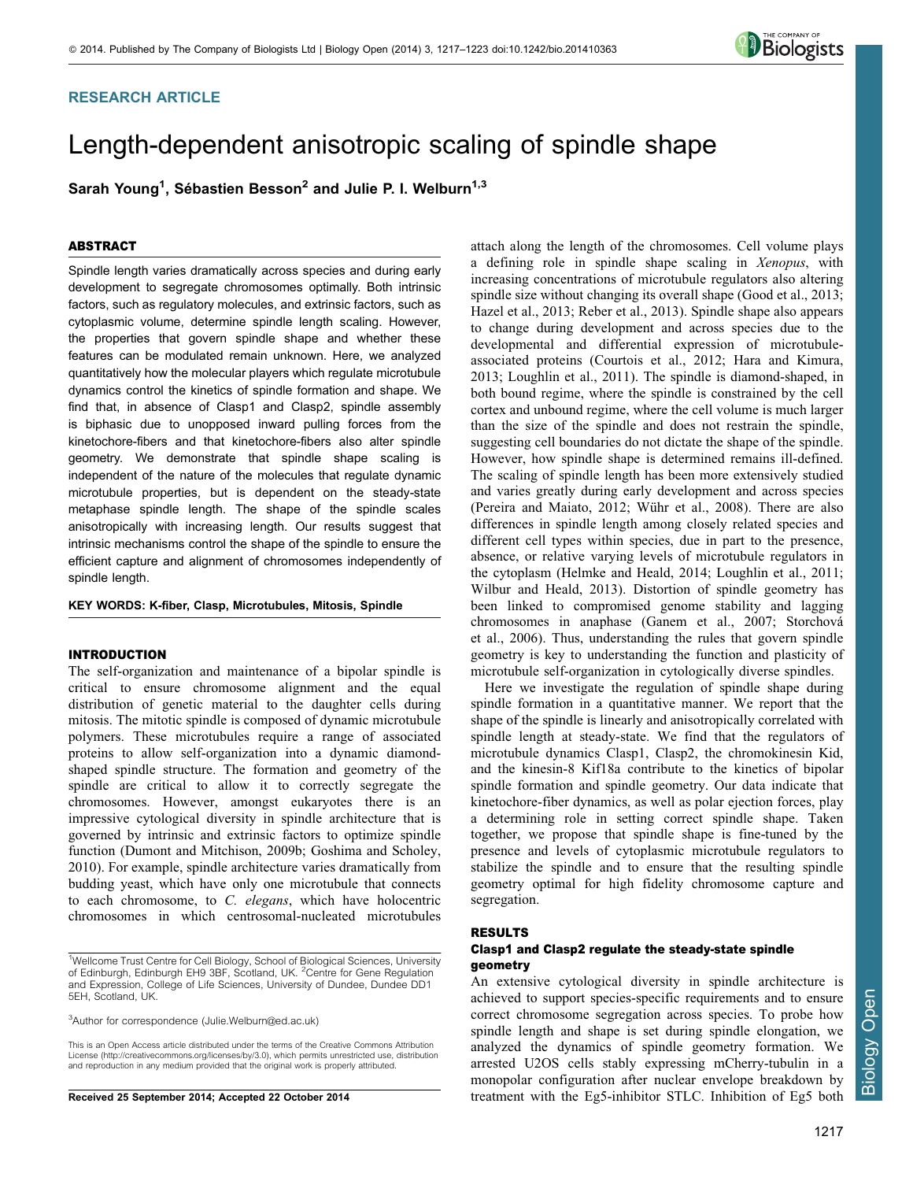**RESEARCH ARTICLE**

# Length-dependent anisotropic scaling of spindle shape

**Sarah Young[1], Sébastien Besson[2] and Julie P. I. Welburn[1,3]**

## ABSTRACT

Spindle length varies dramatically across species and during early development to segregate chromosomes optimally. Both intrinsic factors, such as regulatory molecules, and extrinsic factors, such as cytoplasmic volume, determine spindle length scaling. However, the properties that govern spindle shape and whether these features can be modulated remain unknown. Here, we analyzed quantitatively how the molecular players which regulate microtubule dynamics control the kinetics of spindle formation and shape. We find that, in absence of Clasp1 and Clasp2, spindle assembly is biphasic due to unopposed inward pulling forces from the kinetochore-fibers and that kinetochore-fibers also alter spindle geometry. We demonstrate that spindle shape scaling is independent of the nature of the molecules that regulate dynamic microtubule properties, but is dependent on the steady-state metaphase spindle length. The shape of the spindle scales anisotropically with increasing length. Our results suggest that intrinsic mechanisms control the shape of the spindle to ensure the efficient capture and alignment of chromosomes independently of spindle length.

**KEY WORDS: K-fiber, Clasp, Microtubules, Mitosis, Spindle**

## INTRODUCTION

The self-organization and maintenance of a bipolar spindle is critical to ensure chromosome alignment and the equal distribution of genetic material to the daughter cells during mitosis. The mitotic spindle is composed of dynamic microtubule polymers. These microtubules require a range of associated proteins to allow self-organization into a dynamic diamond-shaped spindle structure. The formation and geometry of the spindle are critical to allow it to correctly segregate the chromosomes. However, amongst eukaryotes there is an impressive cytological diversity in spindle architecture that is governed by intrinsic and extrinsic factors to optimize spindle function (Dumont and Mitchison, 2009b; Goshima and Scholey, 2010). For example, spindle architecture varies dramatically from budding yeast, which have only one microtubule that connects to each chromosome, to *C. elegans*, which have holocentric chromosomes in which centrosomal-nucleated microtubules attach along the length of the chromosomes. Cell volume plays a defining role in spindle shape scaling in *Xenopus*, with increasing concentrations of microtubule regulators also altering spindle size without changing its overall shape (Good et al., 2013; Hazel et al., 2013; Reber et al., 2013). Spindle shape also appears to change during development and across species due to the developmental and differential expression of microtubule-associated proteins (Courtois et al., 2012; Hara and Kimura, 2013; Loughlin et al., 2011). The spindle is diamond-shaped, in both bound regime, where the spindle is constrained by the cell cortex and unbound regime, where the cell volume is much larger than the size of the spindle and does not restrain the spindle, suggesting cell boundaries do not dictate the shape of the spindle. However, how spindle shape is determined remains ill-defined. The scaling of spindle length has been more extensively studied and varies greatly during early development and across species (Pereira and Maiato, 2012; Wühr et al., 2008). There are also differences in spindle length among closely related species and different cell types within species, due in part to the presence, absence, or relative varying levels of microtubule regulators in the cytoplasm (Helmke and Heald, 2014; Loughlin et al., 2011; Wilbur and Heald, 2013). Distortion of spindle geometry has been linked to compromised genome stability and lagging chromosomes in anaphase (Ganem et al., 2007; Storchová et al., 2006). Thus, understanding the rules that govern spindle geometry is key to understanding the function and plasticity of microtubule self-organization in cytologically diverse spindles.

Here we investigate the regulation of spindle shape during spindle formation in a quantitative manner. We report that the shape of the spindle is linearly and anisotropically correlated with spindle length at steady-state. We find that the regulators of microtubule dynamics Clasp1, Clasp2, the chromokinesin Kid, and the kinesin-8 Kif18a contribute to the kinetics of bipolar spindle formation and spindle geometry. Our data indicate that kinetochore-fiber dynamics, as well as polar ejection forces, play a determining role in setting correct spindle shape. Taken together, we propose that spindle shape is fine-tuned by the presence and levels of cytoplasmic microtubule regulators to stabilize the spindle and to ensure that the resulting spindle geometry optimal for high fidelity chromosome capture and segregation.

## RESULTS

### Clasp1 and Clasp2 regulate the steady-state spindle geometry

An extensive cytological diversity in spindle architecture is achieved to support species-specific requirements and to ensure correct chromosome segregation across species. To probe how spindle length and shape is set during spindle elongation, we analyzed the dynamics of spindle geometry formation. We arrested U2OS cells stably expressing mCherry-tubulin in a monopolar configuration after nuclear envelope breakdown by treatment with the Eg5-inhibitor STLC. Inhibition of Eg5 both

---

[1]Wellcome Trust Centre for Cell Biology, School of Biological Sciences, University of Edinburgh, Edinburgh EH9 3BF, Scotland, UK. [2]Centre for Gene Regulation and Expression, College of Life Sciences, University of Dundee, Dundee DD1 5EH, Scotland, UK.

[3]Author for correspondence (Julie.Welburn@ed.ac.uk)

This is an Open Access article distributed under the terms of the Creative Commons Attribution License (http://creativecommons.org/licenses/by/3.0), which permits unrestricted use, distribution and reproduction in any medium provided that the original work is properly attributed.

**Received 25 September 2014; Accepted 22 October 2014**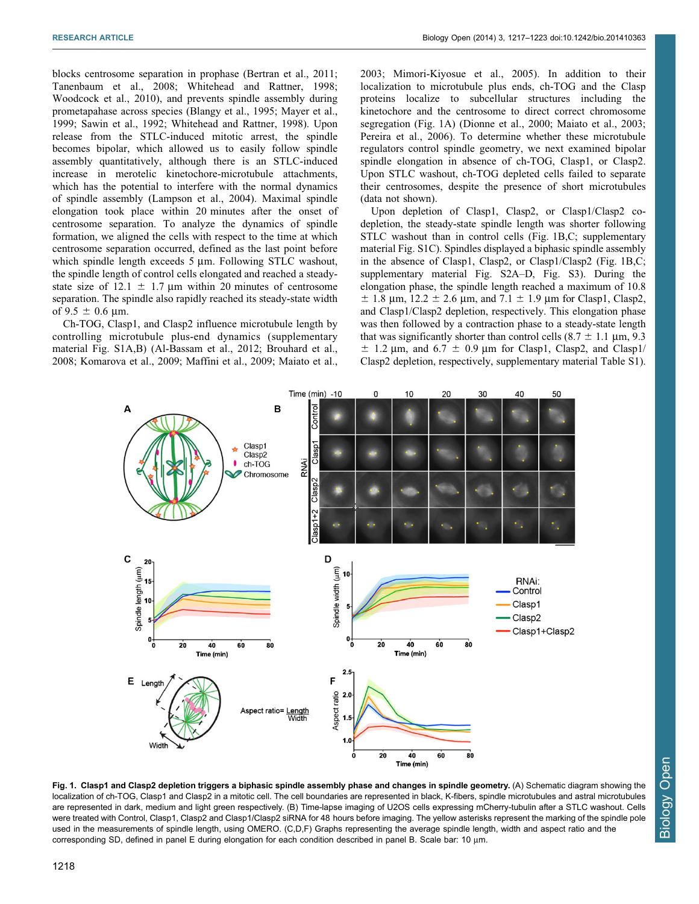blocks centrosome separation in prophase (Bertran et al., 2011; Tanenbaum et al., 2008; Whitehead and Rattner, 1998; Woodcock et al., 2010), and prevents spindle assembly during prometapahase across species (Blangy et al., 1995; Mayer et al., 1999; Sawin et al., 1992; Whitehead and Rattner, 1998). Upon release from the STLC-induced mitotic arrest, the spindle becomes bipolar, which allowed us to easily follow spindle assembly quantitatively, although there is an STLC-induced increase in merotelic kinetochore-microtubule attachments, which has the potential to interfere with the normal dynamics of spindle assembly (Lampson et al., 2004). Maximal spindle elongation took place within 20 minutes after the onset of centrosome separation. To analyze the dynamics of spindle formation, we aligned the cells with respect to the time at which centrosome separation occurred, defined as the last point before which spindle length exceeds 5 µm. Following STLC washout, the spindle length of control cells elongated and reached a steady-state size of 12.1 ± 1.7 µm within 20 minutes of centrosome separation. The spindle also rapidly reached its steady-state width of 9.5 ± 0.6 µm.

Ch-TOG, Clasp1, and Clasp2 influence microtubule length by controlling microtubule plus-end dynamics (supplementary material Fig. S1A,B) (Al-Bassam et al., 2012; Brouhard et al., 2008; Komarova et al., 2009; Maffini et al., 2009; Maiato et al., 2003; Mimori-Kiyosue et al., 2005). In addition to their localization to microtubule plus ends, ch-TOG and the Clasp proteins localize to subcellular structures including the kinetochore and the centrosome to direct correct chromosome segregation (Fig. 1A) (Dionne et al., 2000; Maiato et al., 2003; Pereira et al., 2006). To determine whether these microtubule regulators control spindle geometry, we next examined bipolar spindle elongation in absence of ch-TOG, Clasp1, or Clasp2. Upon STLC washout, ch-TOG depleted cells failed to separate their centrosomes, despite the presence of short microtubules (data not shown).

Upon depletion of Clasp1, Clasp2, or Clasp1/Clasp2 co-depletion, the steady-state spindle length was shorter following STLC washout than in control cells (Fig. 1B,C; supplementary material Fig. S1C). Spindles displayed a biphasic spindle assembly in the absence of Clasp1, Clasp2, or Clasp1/Clasp2 (Fig. 1B,C; supplementary material Fig. S2A–D, Fig. S3). During the elongation phase, the spindle length reached a maximum of 10.8 ± 1.8 µm, 12.2 ± 2.6 µm, and 7.1 ± 1.9 µm for Clasp1, Clasp2, and Clasp1/Clasp2 depletion, respectively. This elongation phase was then followed by a contraction phase to a steady-state length that was significantly shorter than control cells (8.7 ± 1.1 µm, 9.3 ± 1.2 µm, and 6.7 ± 0.9 µm for Clasp1, Clasp2, and Clasp1/Clasp2 depletion, respectively, supplementary material Table S1).

**Fig. 1. Clasp1 and Clasp2 depletion triggers a biphasic spindle assembly phase and changes in spindle geometry.** (A) Schematic diagram showing the localization of ch-TOG, Clasp1 and Clasp2 in a mitotic cell. The cell boundaries are represented in black, K-fibers, spindle microtubules and astral microtubules are represented in dark, medium and light green respectively. (B) Time-lapse imaging of U2OS cells expressing mCherry-tubulin after a STLC washout. Cells were treated with Control, Clasp1, Clasp2 and Clasp1/Clasp2 siRNA for 48 hours before imaging. The yellow asterisks represent the marking of the spindle pole used in the measurements of spindle length, using OMERO. (C,D,F) Graphs representing the average spindle length, width and aspect ratio and the corresponding SD, defined in panel E during elongation for each condition described in panel B. Scale bar: 10 µm.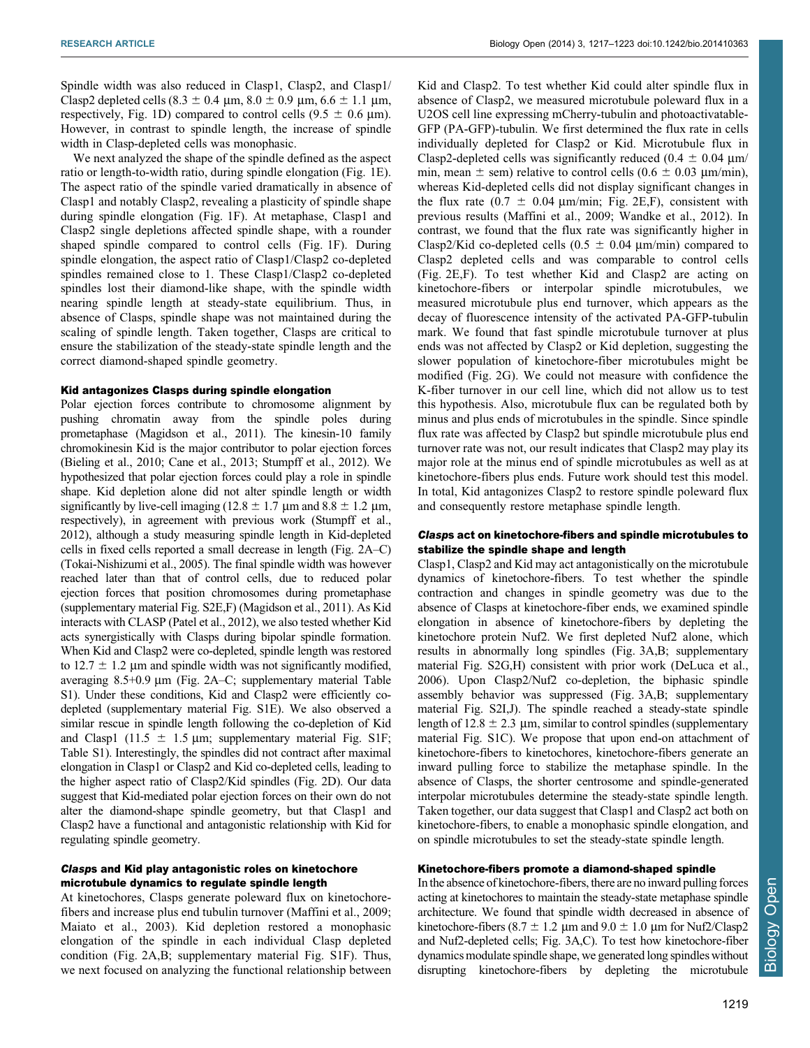Spindle width was also reduced in Clasp1, Clasp2, and Clasp1/Clasp2 depleted cells (8.3 ± 0.4 µm, 8.0 ± 0.9 µm, 6.6 ± 1.1 µm, respectively, Fig. 1D) compared to control cells (9.5 ± 0.6 µm). However, in contrast to spindle length, the increase of spindle width in Clasp-depleted cells was monophasic.

We next analyzed the shape of the spindle defined as the aspect ratio or length-to-width ratio, during spindle elongation (Fig. 1E). The aspect ratio of the spindle varied dramatically in absence of Clasp1 and notably Clasp2, revealing a plasticity of spindle shape during spindle elongation (Fig. 1F). At metaphase, Clasp1 and Clasp2 single depletions affected spindle shape, with a rounder shaped spindle compared to control cells (Fig. 1F). During spindle elongation, the aspect ratio of Clasp1/Clasp2 co-depleted spindles remained close to 1. These Clasp1/Clasp2 co-depleted spindles lost their diamond-like shape, with the spindle width nearing spindle length at steady-state equilibrium. Thus, in absence of Clasps, spindle shape was not maintained during the scaling of spindle length. Taken together, Clasps are critical to ensure the stabilization of the steady-state spindle length and the correct diamond-shaped spindle geometry.

### Kid antagonizes Clasps during spindle elongation

Polar ejection forces contribute to chromosome alignment by pushing chromatin away from the spindle poles during prometaphase (Magidson et al., 2011). The kinesin-10 family chromokinesin Kid is the major contributor to polar ejection forces (Bieling et al., 2010; Cane et al., 2013; Stumpff et al., 2012). We hypothesized that polar ejection forces could play a role in spindle shape. Kid depletion alone did not alter spindle length or width significantly by live-cell imaging (12.8 ± 1.7 µm and 8.8 ± 1.2 µm, respectively), in agreement with previous work (Stumpff et al., 2012), although a study measuring spindle length in Kid-depleted cells in fixed cells reported a small decrease in length (Fig. 2A–C) (Tokai-Nishizumi et al., 2005). The final spindle width was however reached later than that of control cells, due to reduced polar ejection forces that position chromosomes during prometaphase (supplementary material Fig. S2E,F) (Magidson et al., 2011). As Kid interacts with CLASP (Patel et al., 2012), we also tested whether Kid acts synergistically with Clasps during bipolar spindle formation. When Kid and Clasp2 were co-depleted, spindle length was restored to 12.7 ± 1.2 µm and spindle width was not significantly modified, averaging 8.5+0.9 µm (Fig. 2A–C; supplementary material Table S1). Under these conditions, Kid and Clasp2 were efficiently co-depleted (supplementary material Fig. S1E). We also observed a similar rescue in spindle length following the co-depletion of Kid and Clasp1 (11.5 ± 1.5 µm; supplementary material Fig. S1F; Table S1). Interestingly, the spindles did not contract after maximal elongation in Clasp1 or Clasp2 and Kid co-depleted cells, leading to the higher aspect ratio of Clasp2/Kid spindles (Fig. 2D). Our data suggest that Kid-mediated polar ejection forces on their own do not alter the diamond-shape spindle geometry, but that Clasp1 and Clasp2 have a functional and antagonistic relationship with Kid for regulating spindle geometry.

### *Clasps* and Kid play antagonistic roles on kinetochore microtubule dynamics to regulate spindle length

At kinetochores, Clasps generate poleward flux on kinetochore-fibers and increase plus end tubulin turnover (Maffini et al., 2009; Maiato et al., 2003). Kid depletion restored a monophasic elongation of the spindle in each individual Clasp depleted condition (Fig. 2A,B; supplementary material Fig. S1F). Thus, we next focused on analyzing the functional relationship between Kid and Clasp2. To test whether Kid could alter spindle flux in absence of Clasp2, we measured microtubule poleward flux in a U2OS cell line expressing mCherry-tubulin and photoactivatable-GFP (PA-GFP)-tubulin. We first determined the flux rate in cells individually depleted for Clasp2 or Kid. Microtubule flux in Clasp2-depleted cells was significantly reduced (0.4 ± 0.04 µm/min, mean ± sem) relative to control cells (0.6 ± 0.03 µm/min), whereas Kid-depleted cells did not display significant changes in the flux rate (0.7 ± 0.04 µm/min; Fig. 2E,F), consistent with previous results (Maffini et al., 2009; Wandke et al., 2012). In contrast, we found that the flux rate was significantly higher in Clasp2/Kid co-depleted cells (0.5 ± 0.04 µm/min) compared to Clasp2 depleted cells and was comparable to control cells (Fig. 2E,F). To test whether Kid and Clasp2 are acting on kinetochore-fibers or interpolar spindle microtubules, we measured microtubule plus end turnover, which appears as the decay of fluorescence intensity of the activated PA-GFP-tubulin mark. We found that fast spindle microtubule turnover at plus ends was not affected by Clasp2 or Kid depletion, suggesting the slower population of kinetochore-fiber microtubules might be modified (Fig. 2G). We could not measure with confidence the K-fiber turnover in our cell line, which did not allow us to test this hypothesis. Also, microtubule flux can be regulated both by minus and plus ends of microtubules in the spindle. Since spindle flux rate was affected by Clasp2 but spindle microtubule plus end turnover rate was not, our result indicates that Clasp2 may play its major role at the minus end of spindle microtubules as well as at kinetochore-fibers plus ends. Future work should test this model. In total, Kid antagonizes Clasp2 to restore spindle poleward flux and consequently restore metaphase spindle length.

### *Clasps* act on kinetochore-fibers and spindle microtubules to stabilize the spindle shape and length

Clasp1, Clasp2 and Kid may act antagonistically on the microtubule dynamics of kinetochore-fibers. To test whether the spindle contraction and changes in spindle geometry was due to the absence of Clasps at kinetochore-fiber ends, we examined spindle elongation in absence of kinetochore-fibers by depleting the kinetochore protein Nuf2. We first depleted Nuf2 alone, which results in abnormally long spindles (Fig. 3A,B; supplementary material Fig. S2G,H) consistent with prior work (DeLuca et al., 2006). Upon Clasp2/Nuf2 co-depletion, the biphasic spindle assembly behavior was suppressed (Fig. 3A,B; supplementary material Fig. S2I,J). The spindle reached a steady-state spindle length of 12.8 ± 2.3 µm, similar to control spindles (supplementary material Fig. S1C). We propose that upon end-on attachment of kinetochore-fibers to kinetochores, kinetochore-fibers generate an inward pulling force to stabilize the metaphase spindle. In the absence of Clasps, the shorter centrosome and spindle-generated interpolar microtubules determine the steady-state spindle length. Taken together, our data suggest that Clasp1 and Clasp2 act both on kinetochore-fibers, to enable a monophasic spindle elongation, and on spindle microtubules to set the steady-state spindle length.

### Kinetochore-fibers promote a diamond-shaped spindle

In the absence of kinetochore-fibers, there are no inward pulling forces acting at kinetochores to maintain the steady-state metaphase spindle architecture. We found that spindle width decreased in absence of kinetochore-fibers (8.7 ± 1.2 µm and 9.0 ± 1.0 µm for Nuf2/Clasp2 and Nuf2-depleted cells; Fig. 3A,C). To test how kinetochore-fiber dynamics modulate spindle shape, we generated long spindles without disrupting kinetochore-fibers by depleting the microtubule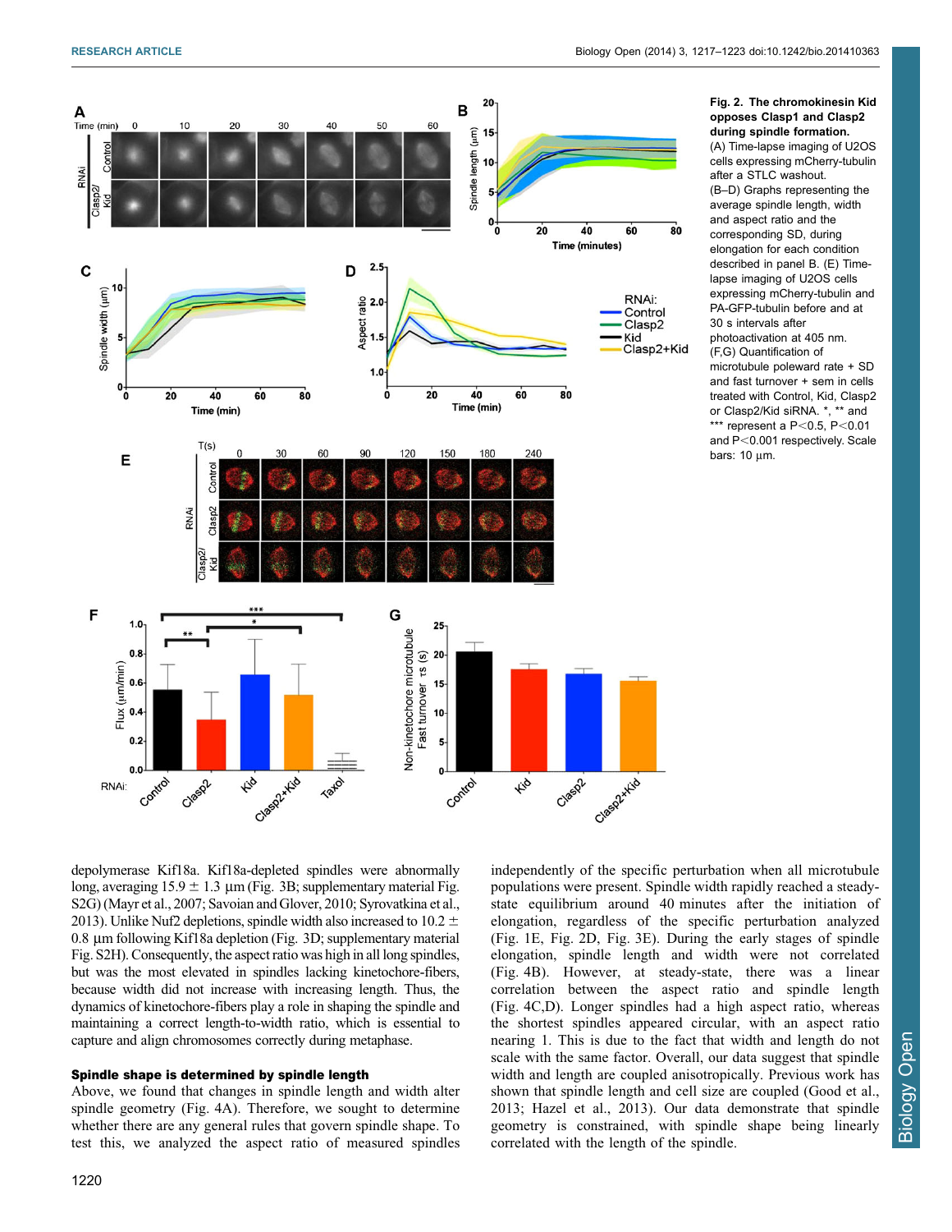Fig. 2. The chromokinesin Kid opposes Clasp1 and Clasp2 during spindle formation. (A) Time-lapse imaging of U2OS cells expressing mCherry-tubulin after a STLC washout. (B–D) Graphs representing the average spindle length, width and aspect ratio and the corresponding SD, during elongation for each condition described in panel B. (E) Time-lapse imaging of U2OS cells expressing mCherry-tubulin and PA-GFP-tubulin before and at 30 s intervals after photoactivation at 405 nm. (F,G) Quantification of microtubule poleward rate + SD and fast turnover + sem in cells treated with Control, Kid, Clasp2 or Clasp2/Kid siRNA. *, ** and *** represent a P<0.5, P<0.01 and P<0.001 respectively. Scale bars: 10 µm.

depolymerase Kif18a. Kif18a-depleted spindles were abnormally long, averaging 15.9 ± 1.3 µm (Fig. 3B; supplementary material Fig. S2G) (Mayr et al., 2007; Savoian and Glover, 2010; Syrovatkina et al., 2013). Unlike Nuf2 depletions, spindle width also increased to 10.2 ± 0.8 µm following Kif18a depletion (Fig. 3D; supplementary material Fig. S2H). Consequently, the aspect ratio was high in all long spindles, but was the most elevated in spindles lacking kinetochore-fibers, because width did not increase with increasing length. Thus, the dynamics of kinetochore-fibers play a role in shaping the spindle and maintaining a correct length-to-width ratio, which is essential to capture and align chromosomes correctly during metaphase.

## Spindle shape is determined by spindle length

Above, we found that changes in spindle length and width alter spindle geometry (Fig. 4A). Therefore, we sought to determine whether there are any general rules that govern spindle shape. To test this, we analyzed the aspect ratio of measured spindles independently of the specific perturbation when all microtubule populations were present. Spindle width rapidly reached a steady-state equilibrium around 40 minutes after the initiation of elongation, regardless of the specific perturbation analyzed (Fig. 1E, Fig. 2D, Fig. 3E). During the early stages of spindle elongation, spindle length and width were not correlated (Fig. 4B). However, at steady-state, there was a linear correlation between the aspect ratio and spindle length (Fig. 4C,D). Longer spindles had a high aspect ratio, whereas the shortest spindles appeared circular, with an aspect ratio nearing 1. This is due to the fact that width and length do not scale with the same factor. Overall, our data suggest that spindle width and length are coupled anisotropically. Previous work has shown that spindle length and cell size are coupled (Good et al., 2013; Hazel et al., 2013). Our data demonstrate that spindle geometry is constrained, with spindle shape being linearly correlated with the length of the spindle.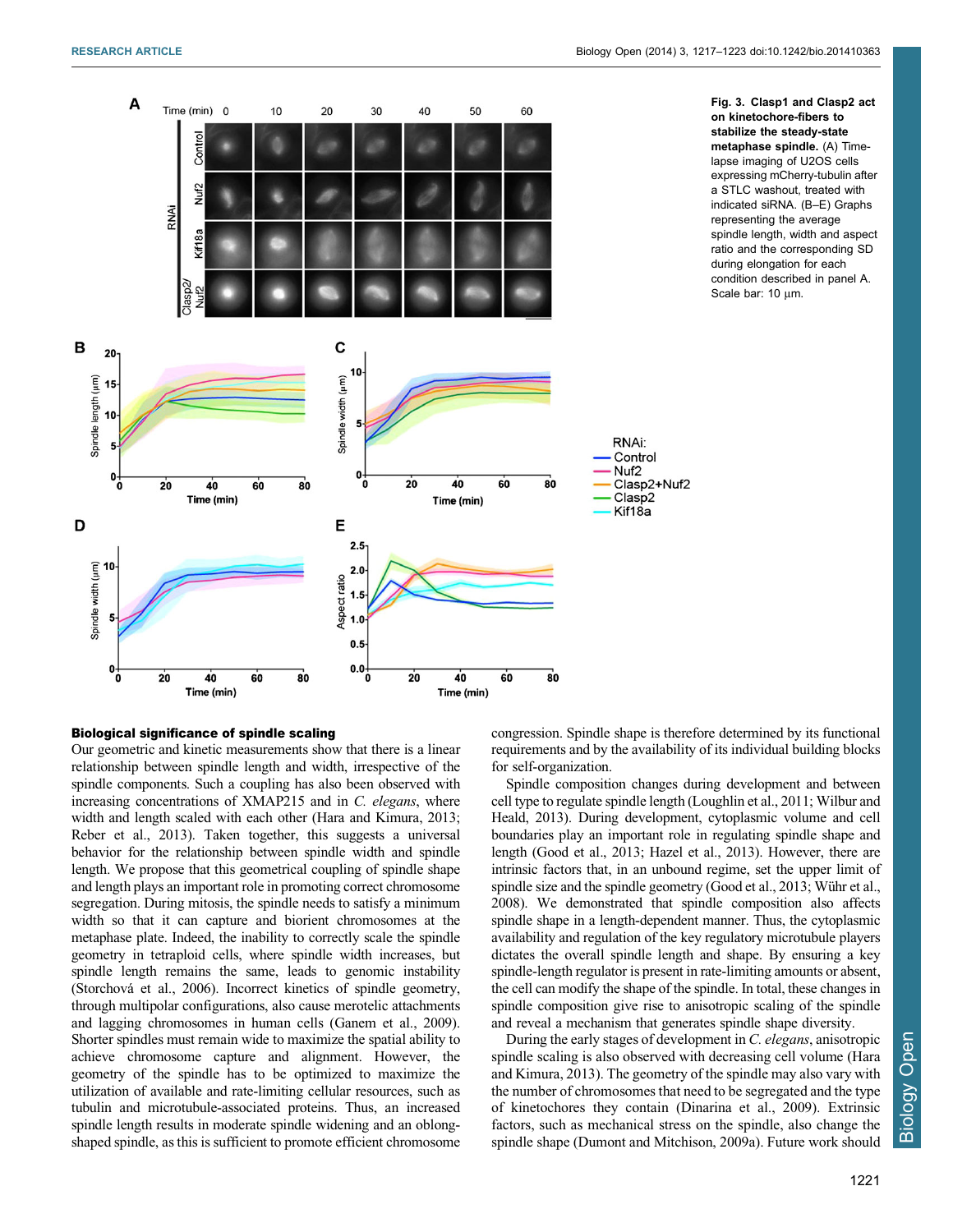**Fig. 3. Clasp1 and Clasp2 act on kinetochore-fibers to stabilize the steady-state metaphase spindle.** (A) Time-lapse imaging of U2OS cells expressing mCherry-tubulin after a STLC washout, treated with indicated siRNA. (B–E) Graphs representing the average spindle length, width and aspect ratio and the corresponding SD during elongation for each condition described in panel A. Scale bar: 10 µm.

## Biological significance of spindle scaling

Our geometric and kinetic measurements show that there is a linear relationship between spindle length and width, irrespective of the spindle components. Such a coupling has also been observed with increasing concentrations of XMAP215 and in *C. elegans*, where width and length scaled with each other (Hara and Kimura, 2013; Reber et al., 2013). Taken together, this suggests a universal behavior for the relationship between spindle width and spindle length. We propose that this geometrical coupling of spindle shape and length plays an important role in promoting correct chromosome segregation. During mitosis, the spindle needs to satisfy a minimum width so that it can capture and biorient chromosomes at the metaphase plate. Indeed, the inability to correctly scale the spindle geometry in tetraploid cells, where spindle width increases, but spindle length remains the same, leads to genomic instability (Storchová et al., 2006). Incorrect kinetics of spindle geometry, through multipolar configurations, also cause merotelic attachments and lagging chromosomes in human cells (Ganem et al., 2009). Shorter spindles must remain wide to maximize the spatial ability to achieve chromosome capture and alignment. However, the geometry of the spindle has to be optimized to maximize the utilization of available and rate-limiting cellular resources, such as tubulin and microtubule-associated proteins. Thus, an increased spindle length results in moderate spindle widening and an oblong-shaped spindle, as this is sufficient to promote efficient chromosome congression. Spindle shape is therefore determined by its functional requirements and by the availability of its individual building blocks for self-organization.

Spindle composition changes during development and between cell type to regulate spindle length (Loughlin et al., 2011; Wilbur and Heald, 2013). During development, cytoplasmic volume and cell boundaries play an important role in regulating spindle shape and length (Good et al., 2013; Hazel et al., 2013). However, there are intrinsic factors that, in an unbound regime, set the upper limit of spindle size and the spindle geometry (Good et al., 2013; Wühr et al., 2008). We demonstrated that spindle composition also affects spindle shape in a length-dependent manner. Thus, the cytoplasmic availability and regulation of the key regulatory microtubule players dictates the overall spindle length and shape. By ensuring a key spindle-length regulator is present in rate-limiting amounts or absent, the cell can modify the shape of the spindle. In total, these changes in spindle composition give rise to anisotropic scaling of the spindle and reveal a mechanism that generates spindle shape diversity.

During the early stages of development in *C. elegans*, anisotropic spindle scaling is also observed with decreasing cell volume (Hara and Kimura, 2013). The geometry of the spindle may also vary with the number of chromosomes that need to be segregated and the type of kinetochores they contain (Dinarina et al., 2009). Extrinsic factors, such as mechanical stress on the spindle, also change the spindle shape (Dumont and Mitchison, 2009a). Future work should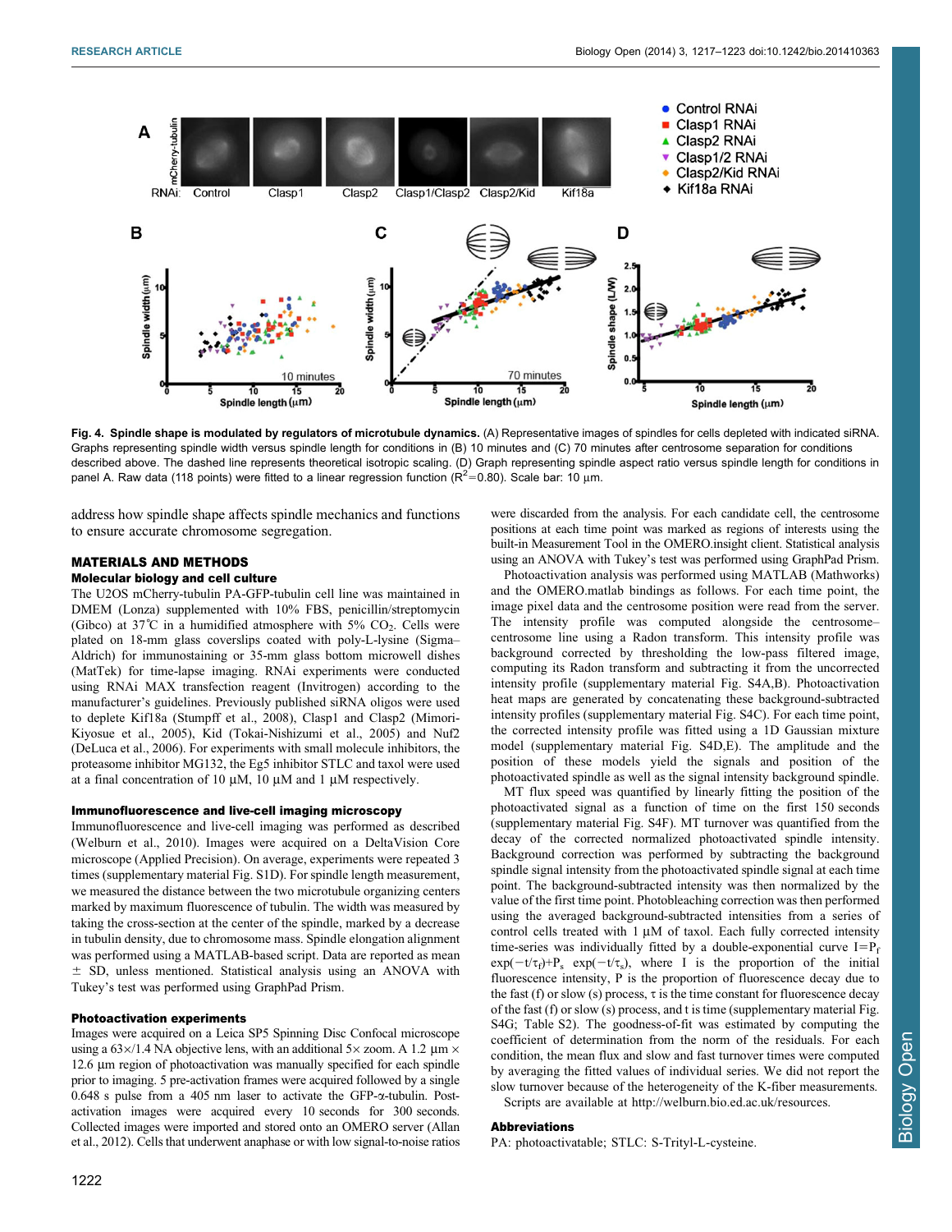Fig. 4. **Spindle shape is modulated by regulators of microtubule dynamics.** (A) Representative images of spindles for cells depleted with indicated siRNA. Graphs representing spindle width versus spindle length for conditions in (B) 10 minutes and (C) 70 minutes after centrosome separation for conditions described above. The dashed line represents theoretical isotropic scaling. (D) Graph representing spindle aspect ratio versus spindle length for conditions in panel A. Raw data (118 points) were fitted to a linear regression function ($R^2$=0.80). Scale bar: 10 µm.

address how spindle shape affects spindle mechanics and functions to ensure accurate chromosome segregation.

## MATERIALS AND METHODS

### Molecular biology and cell culture

The U2OS mCherry-tubulin PA-GFP-tubulin cell line was maintained in DMEM (Lonza) supplemented with 10% FBS, penicillin/streptomycin (Gibco) at 37°C in a humidified atmosphere with 5% $CO_2$. Cells were plated on 18-mm glass coverslips coated with poly-L-lysine (Sigma–Aldrich) for immunostaining or 35-mm glass bottom microwell dishes (MatTek) for time-lapse imaging. RNAi experiments were conducted using RNAi MAX transfection reagent (Invitrogen) according to the manufacturer's guidelines. Previously published siRNA oligos were used to deplete Kif18a (Stumpff et al., 2008), Clasp1 and Clasp2 (Mimori-Kiyosue et al., 2005), Kid (Tokai-Nishizumi et al., 2005) and Nuf2 (DeLuca et al., 2006). For experiments with small molecule inhibitors, the proteasome inhibitor MG132, the Eg5 inhibitor STLC and taxol were used at a final concentration of 10 µM, 10 µM and 1 µM respectively.

### Immunofluorescence and live-cell imaging microscopy

Immunofluorescence and live-cell imaging was performed as described (Welburn et al., 2010). Images were acquired on a DeltaVision Core microscope (Applied Precision). On average, experiments were repeated 3 times (supplementary material Fig. S1D). For spindle length measurement, we measured the distance between the two microtubule organizing centers marked by maximum fluorescence of tubulin. The width was measured by taking the cross-section at the center of the spindle, marked by a decrease in tubulin density, due to chromosome mass. Spindle elongation alignment was performed using a MATLAB-based script. Data are reported as mean ± SD, unless mentioned. Statistical analysis using an ANOVA with Tukey's test was performed using GraphPad Prism.

### Photoactivation experiments

Images were acquired on a Leica SP5 Spinning Disc Confocal microscope using a 63×/1.4 NA objective lens, with an additional 5× zoom. A 1.2 µm × 12.6 µm region of photoactivation was manually specified for each spindle prior to imaging. 5 pre-activation frames were acquired followed by a single 0.648 s pulse from a 405 nm laser to activate the GFP-α-tubulin. Post-activation images were acquired every 10 seconds for 300 seconds. Collected images were imported and stored onto an OMERO server (Allan et al., 2012). Cells that underwent anaphase or with low signal-to-noise ratios were discarded from the analysis. For each candidate cell, the centrosome positions at each time point was marked as regions of interests using the built-in Measurement Tool in the OMERO.insight client. Statistical analysis using an ANOVA with Tukey's test was performed using GraphPad Prism.

Photoactivation analysis was performed using MATLAB (Mathworks) and the OMERO.matlab bindings as follows. For each time point, the image pixel data and the centrosome position were read from the server. The intensity profile was computed alongside the centrosome–centrosome line using a Radon transform. This intensity profile was background corrected by thresholding the low-pass filtered image, computing its Radon transform and subtracting it from the uncorrected intensity profile (supplementary material Fig. S4A,B). Photoactivation heat maps are generated by concatenating these background-corrected intensity profiles (supplementary material Fig. S4C). For each time point, the corrected intensity profile was fitted using a 1D Gaussian mixture model (supplementary material Fig. S4D,E). The amplitude and the position of these models yield the signals and position of the photoactivated spindle as well as the signal intensity background spindle.

MT flux speed was quantified by linearly fitting the position of the photoactivated signal as a function of time on the first 150 seconds (supplementary material Fig. S4F). MT turnover was quantified from the decay of the corrected normalized photoactivated spindle intensity. Background correction was performed by subtracting the background spindle signal intensity from the photoactivated spindle signal at each time point. The background-subtracted intensity was then normalized by the value of the first time point. Photobleaching correction was then performed using the averaged background-subtracted intensities from a series of control cells treated with 1 µM of taxol. Each fully corrected intensity time-series was individually fitted by a double-exponential curve $I=P_f \exp(-t/\tau_f)+P_s \exp(-t/\tau_s)$, where I is the proportion of the initial fluorescence intensity, P is the proportion of fluorescence decay due to the fast (f) or slow (s) process, τ is the time constant for fluorescence decay of the fast (f) or slow (s) process, and t is time (supplementary material Fig. S4G; Table S2). The goodness-of-fit was estimated by computing the coefficient of determination from the norm of the residuals. For each condition, the mean flux and slow and fast turnover times were computed by averaging the fitted values of individual series. We did not report the slow turnover because of the heterogeneity of the K-fiber measurements.

Scripts are available at http://welburn.bio.ed.ac.uk/resources.

### Abbreviations

PA: photoactivatable; STLC: S-Trityl-L-cysteine.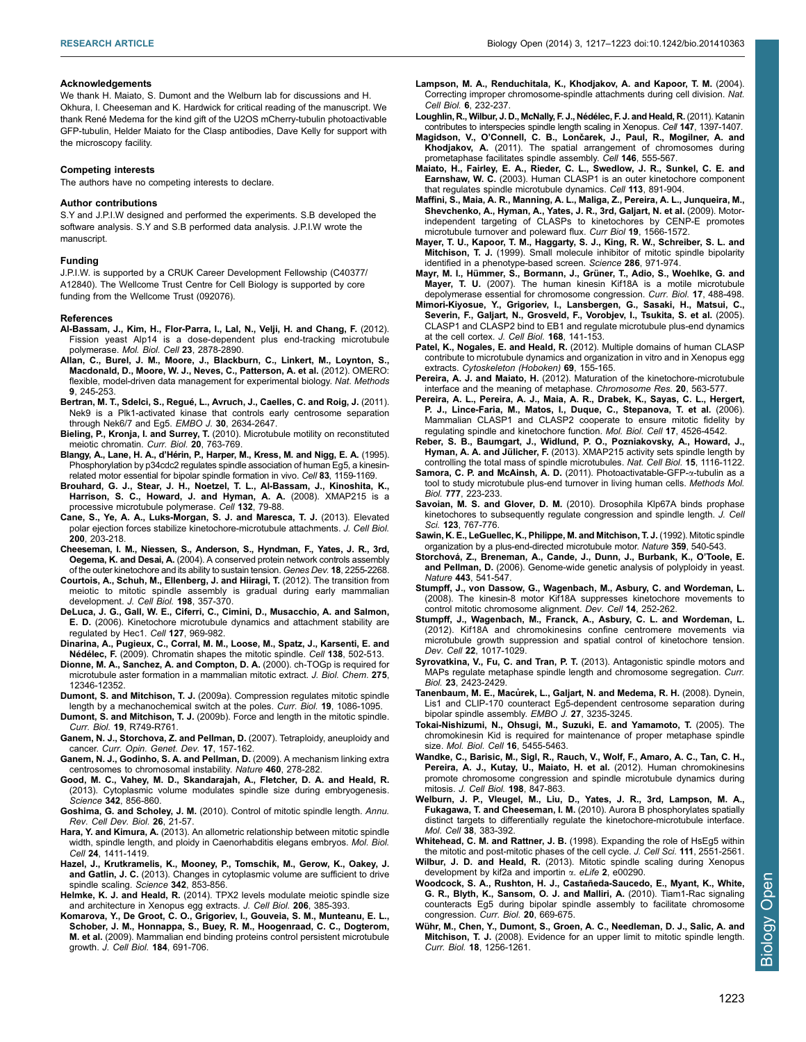## Acknowledgements

We thank H. Maiato, S. Dumont and the Welburn lab for discussions and H. Okhura, I. Cheeseman and K. Hardwick for critical reading of the manuscript. We thank René Medema for the kind gift of the U2OS mCherry-tubulin photoactivable GFP-tubulin, Helder Maiato for the Clasp antibodies, Dave Kelly for support with the microscopy facility.

## Competing interests

The authors have no competing interests to declare.

## Author contributions

S.Y and J.P.I.W designed and performed the experiments. S.B developed the software analysis. S.Y and S.B performed data analysis. J.P.I.W wrote the manuscript.

## Funding

J.P.I.W. is supported by a CRUK Career Development Fellowship (C40377/A12840). The Wellcome Trust Centre for Cell Biology is supported by core funding from the Wellcome Trust (092076).

## References

**Al-Bassam, J., Kim, H., Flor-Parra, I., Lal, N., Velji, H. and Chang, F.** (2012). Fission yeast Alp14 is a dose-dependent plus end-tracking microtubule polymerase. *Mol. Biol. Cell* **23**, 2878-2890.

**Allan, C., Burel, J. M., Moore, J., Blackburn, C., Linkert, M., Loynton, S., Macdonald, D., Moore, W. J., Neves, C., Patterson, A. et al.** (2012). OMERO: flexible, model-driven data management for experimental biology. *Nat. Methods* **9**, 245-253.

**Bertran, M. T., Sdelci, S., Regué, L., Avruch, J., Caelles, C. and Roig, J.** (2011). Nek9 is a Plk1-activated kinase that controls early centrosome separation through Nek6/7 and Eg5. *EMBO J.* **30**, 2634-2647.

**Bieling, P., Kronja, I. and Surrey, T.** (2010). Microtubule motility on reconstituted meiotic chromatin. *Curr. Biol.* **20**, 763-769.

**Blangy, A., Lane, H. A., d'Hérin, P., Harper, M., Kress, M. and Nigg, E. A.** (1995). Phosphorylation by p34cdc2 regulates spindle association of human Eg5, a kinesin-related motor essential for bipolar spindle formation in vivo. *Cell* **83**, 1159-1169.

**Brouhard, G. J., Stear, J. H., Noetzel, T. L., Al-Bassam, J., Kinoshita, K., Harrison, S. C., Howard, J. and Hyman, A. A.** (2008). XMAP215 is a processive microtubule polymerase. *Cell* **132**, 79-88.

**Cane, S., Ye, A. A., Luks-Morgan, S. J. and Maresca, T. J.** (2013). Elevated polar ejection forces stabilize kinetochore-microtubule attachments. *J. Cell Biol.* **200**, 203-218.

**Cheeseman, I. M., Niessen, S., Anderson, S., Hyndman, F., Yates, J. R., 3rd, Oegema, K. and Desai, A.** (2004). A conserved protein network controls assembly of the outer kinetochore and its ability to sustain tension. *Genes Dev.* **18**, 2255-2268.

**Courtois, A., Schuh, M., Ellenberg, J. and Hiiragi, T.** (2012). The transition from meiotic to mitotic spindle assembly is gradual during early mammalian development. *J. Cell Biol.* **198**, 357-370.

**DeLuca, J. G., Gall, W. E., Ciferri, C., Cimini, D., Musacchio, A. and Salmon, E. D.** (2006). Kinetochore microtubule dynamics and attachment stability are regulated by Hec1. *Cell* **127**, 969-982.

**Dinarina, A., Pugieux, C., Corral, M. M., Loose, M., Spatz, J., Karsenti, E. and Nédélec, F.** (2009). Chromatin shapes the mitotic spindle. *Cell* **138**, 502-513.

**Dionne, M. A., Sanchez, A. and Compton, D. A.** (2000). ch-TOGp is required for microtubule aster formation in a mammalian mitotic extract. *J. Biol. Chem.* **275**, 12346-12352.

**Dumont, S. and Mitchison, T. J.** (2009a). Compression regulates mitotic spindle length by a mechanochemical switch at the poles. *Curr. Biol.* **19**, 1086-1095.

**Dumont, S. and Mitchison, T. J.** (2009b). Force and length in the mitotic spindle. *Curr. Biol.* **19**, R749-R761.

**Ganem, N. J., Storchova, Z. and Pellman, D.** (2007). Tetraploidy, aneuploidy and cancer. *Curr. Opin. Genet. Dev.* **17**, 157-162.

**Ganem, N. J., Godinho, S. A. and Pellman, D.** (2009). A mechanism linking extra centrosomes to chromosomal instability. *Nature* **460**, 278-282.

**Good, M. C., Vahey, M. D., Skandarajah, A., Fletcher, D. A. and Heald, R.** (2013). Cytoplasmic volume modulates spindle size during embryogenesis. *Science* **342**, 856-860.

**Goshima, G. and Scholey, J. M.** (2010). Control of mitotic spindle length. *Annu. Rev. Cell Dev. Biol.* **26**, 21-57.

**Hara, Y. and Kimura, A.** (2013). An allometric relationship between mitotic spindle width, spindle length, and ploidy in Caenorhabditis elegans embryos. *Mol. Biol. Cell* **24**, 1411-1419.

**Hazel, J., Krutkramelis, K., Mooney, P., Tomschik, M., Gerow, K., Oakey, J. and Gatlin, J. C.** (2013). Changes in cytoplasmic volume are sufficient to drive spindle scaling. *Science* **342**, 853-856.

**Helmke, K. J. and Heald, R.** (2014). TPX2 levels modulate meiotic spindle size and architecture in Xenopus egg extracts. *J. Cell Biol.* **206**, 385-393.

**Komarova, Y., De Groot, C. O., Grigoriev, I., Gouveia, S. M., Munteanu, E. L., Schober, J. M., Honnappa, S., Buey, R. M., Hoogenraad, C. C., Dogterom, M. et al.** (2009). Mammalian end binding proteins control persistent microtubule growth. *J. Cell Biol.* **184**, 691-706.

**Lampson, M. A., Renduchitala, K., Khodjakov, A. and Kapoor, T. M.** (2004). Correcting improper chromosome-spindle attachments during cell division. *Nat. Cell Biol.* **6**, 232-237.

**Loughlin, R., Wilbur, J. D., McNally, F. J., Nédélec, F. J. and Heald, R.** (2011). Katanin contributes to interspecies spindle length scaling in Xenopus. *Cell* **147**, 1397-1407.

**Magidson, V., O'Connell, C. B., Lončarek, J., Paul, R., Mogilner, A. and Khodjakov, A.** (2011). The spatial arrangement of chromosomes during prometaphase facilitates spindle assembly. *Cell* **146**, 555-567.

**Maiato, H., Fairley, E. A., Rieder, C. L., Swedlow, J. R., Sunkel, C. E. and Earnshaw, W. C.** (2003). Human CLASP1 is an outer kinetochore component that regulates spindle microtubule dynamics. *Cell* **113**, 891-904.

**Maffini, S., Maia, A. R., Manning, A. L., Maliga, Z., Pereira, A. L., Junqueira, M., Shevchenko, A., Hyman, A., Yates, J. R., 3rd, Galjart, N. et al.** (2009). Motor-independent targeting of CLASPs to kinetochores by CENP-E promotes microtubule turnover and poleward flux. *Curr Biol* **19**, 1566-1572.

**Mayer, T. U., Kapoor, T. M., Haggarty, S. J., King, R. W., Schreiber, S. L. and Mitchison, T. J.** (1999). Small molecule inhibitor of mitotic spindle bipolarity identified in a phenotype-based screen. *Science* **286**, 971-974.

**Mayr, M. I., Hümmer, S., Bormann, J., Grüner, T., Adio, S., Woehlke, G. and Mayer, T. U.** (2007). The human kinesin Kif18A is a motile microtubule depolymerase essential for chromosome congression. *Curr. Biol.* **17**, 488-498.

**Mimori-Kiyosue, Y., Grigoriev, I., Lansbergen, G., Sasaki, H., Matsui, C., Severin, F., Galjart, N., Grosveld, F., Vorobjev, I., Tsukita, S. et al.** (2005). CLASP1 and CLASP2 bind to EB1 and regulate microtubule plus-end dynamics at the cell cortex. *J. Cell Biol.* **168**, 141-153.

**Patel, K., Nogales, E. and Heald, R.** (2012). Multiple domains of human CLASP contribute to microtubule dynamics and organization in vitro and in Xenopus egg extracts. *Cytoskeleton (Hoboken)* **69**, 155-165.

**Pereira, A. J. and Maiato, H.** (2012). Maturation of the kinetochore-microtubule interface and the meaning of metaphase. *Chromosome Res.* **20**, 563-577.

**Pereira, A. L., Pereira, A. J., Maia, A. R., Drabek, K., Sayas, C. L., Hergert, P. J., Lince-Faria, M., Matos, I., Duque, C., Stepanova, T. et al.** (2006). Mammalian CLASP1 and CLASP2 cooperate to ensure mitotic fidelity by regulating spindle and kinetochore function. *Mol. Biol. Cell* **17**, 4526-4542.

**Reber, S. B., Baumgart, J., Widlund, P. O., Pozniakovsky, A., Howard, J., Hyman, A. A. and Jülicher, F.** (2013). XMAP215 activity sets spindle length by controlling the total mass of spindle microtubules. *Nat. Cell Biol.* **15**, 1116-1122.

**Samora, C. P. and McAinsh, A. D.** (2011). Photoactivatable-GFP-α-tubulin as a tool to study microtubule plus-end turnover in living human cells. *Methods Mol. Biol.* **777**, 223-233.

**Savoian, M. S. and Glover, D. M.** (2010). Drosophila Klp67A binds prophase kinetochores to subsequently regulate congression and spindle length. *J. Cell Sci.* **123**, 767-776.

**Sawin, K. E., LeGuellec, K., Philippe, M. and Mitchison, T. J.** (1992). Mitotic spindle organization by a plus-end-directed microtubule motor. *Nature* **359**, 540-543.

**Storchová, Z., Breneman, A., Cande, J., Dunn, J., Burbank, K., O'Toole, E. and Pellman, D.** (2006). Genome-wide genetic analysis of polyploidy in yeast. *Nature* **443**, 541-547.

**Stumpff, J., von Dassow, G., Wagenbach, M., Asbury, C. and Wordeman, L.** (2008). The kinesin-8 motor Kif18A suppresses kinetochore movements to control mitotic chromosome alignment. *Dev. Cell* **14**, 252-262.

**Stumpff, J., Wagenbach, M., Franck, A., Asbury, C. L. and Wordeman, L.** (2012). Kif18A and chromokinesins confine centromere movements via microtubule growth suppression and spatial control of kinetochore tension. *Dev. Cell* **22**, 1017-1029.

**Syrovatkina, V., Fu, C. and Tran, P. T.** (2013). Antagonistic spindle motors and MAPs regulate metaphase spindle length and chromosome segregation. *Curr. Biol.* **23**, 2423-2429.

**Tanenbaum, M. E., Macůrek, L., Galjart, N. and Medema, R. H.** (2008). Dynein, Lis1 and CLIP-170 counteract Eg5-dependent centrosome separation during bipolar spindle assembly. *EMBO J.* **27**, 3235-3245.

**Tokai-Nishizumi, N., Ohsugi, M., Suzuki, E. and Yamamoto, T.** (2005). The chromokinesin Kid is required for maintenance of proper metaphase spindle size. *Mol. Biol. Cell* **16**, 5455-5463.

**Wandke, C., Barisic, M., Sigl, R., Rauch, V., Wolf, F., Amaro, A. C., Tan, C. H., Pereira, A. J., Kutay, U., Maiato, H. et al.** (2012). Human chromokinesins promote chromosome congression and spindle microtubule dynamics during mitosis. *J. Cell Biol.* **198**, 847-863.

**Welburn, J. P., Vleugel, M., Liu, D., Yates, J. R., 3rd, Lampson, M. A., Fukagawa, T. and Cheeseman, I. M.** (2010). Aurora B phosphorylates spatially distinct targets to differentially regulate the kinetochore-microtubule interface. *Mol. Cell* **38**, 383-392.

**Whitehead, C. M. and Rattner, J. B.** (1998). Expanding the role of HsEg5 within the mitotic and post-mitotic phases of the cell cycle. *J. Cell Sci.* **111**, 2551-2561.

**Wilbur, J. D. and Heald, R.** (2013). Mitotic spindle scaling during Xenopus development by kif2a and importin α. *eLife* **2**, e00290.

**Woodcock, S. A., Rushton, H. J., Castañeda-Saucedo, E., Myant, K., White, G. R., Blyth, K., Sansom, O. J. and Malliri, A.** (2010). Tiam1-Rac signaling counteracts Eg5 during bipolar spindle assembly to facilitate chromosome congression. *Curr. Biol.* **20**, 669-675.

**Wühr, M., Chen, Y., Dumont, S., Groen, A. C., Needleman, D. J., Salic, A. and Mitchison, T. J.** (2008). Evidence for an upper limit to mitotic spindle length. *Curr. Biol.* **18**, 1256-1261.